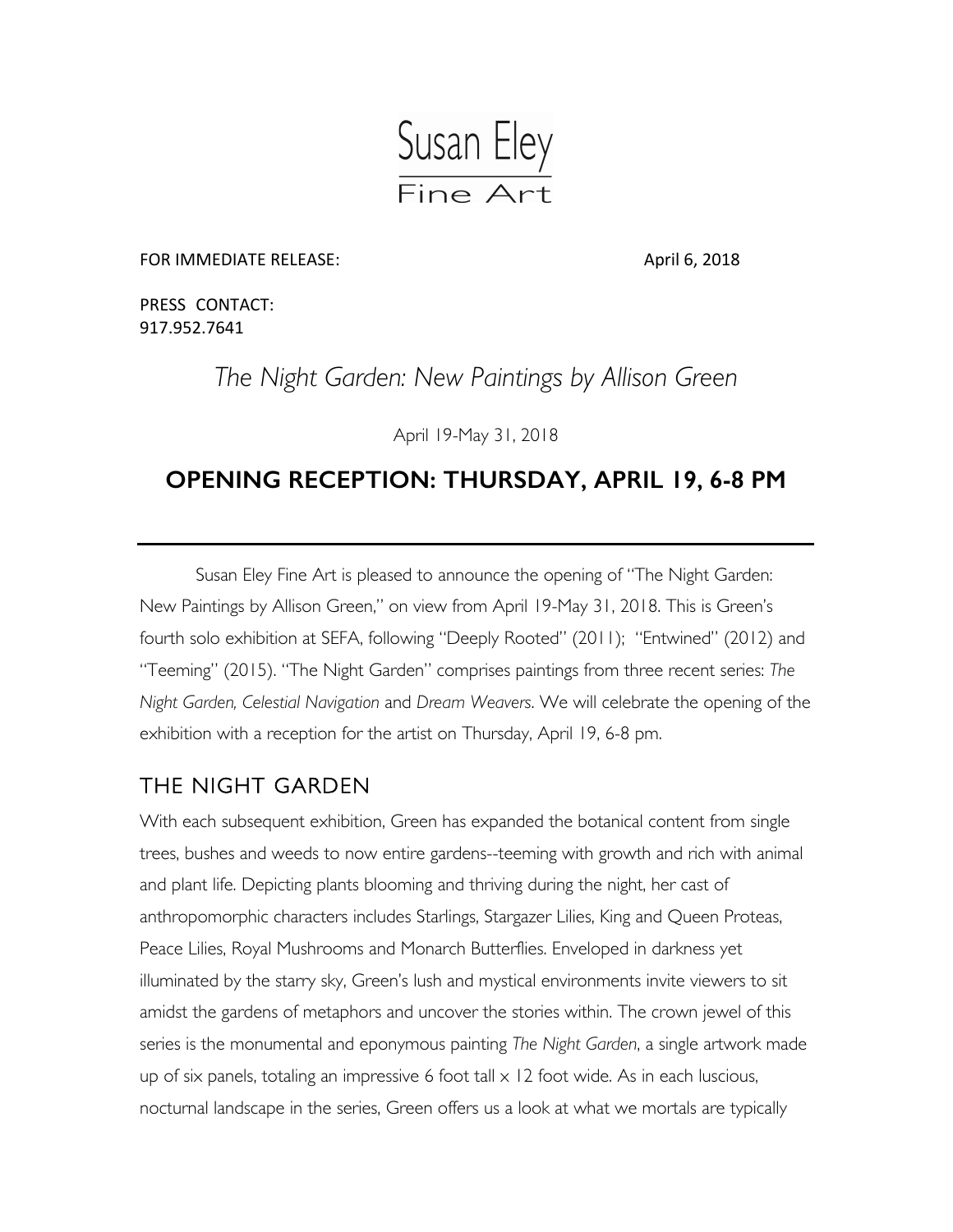Susan Eley
Fine Art

FOR IMMEDIATE RELEASE: April 6, 2018

PRESS CONTACT:
917.952.7641

# *The Night Garden: New Paintings by Allison Green*

April 19-May 31, 2018

## OPENING RECEPTION: THURSDAY, APRIL 19, 6-8 PM

---

Susan Eley Fine Art is pleased to announce the opening of "The Night Garden: New Paintings by Allison Green," on view from April 19-May 31, 2018. This is Green's fourth solo exhibition at SEFA, following "Deeply Rooted" (2011); "Entwined" (2012) and "Teeming" (2015). "The Night Garden" comprises paintings from three recent series: *The Night Garden, Celestial Navigation* and *Dream Weavers*. We will celebrate the opening of the exhibition with a reception for the artist on Thursday, April 19, 6-8 pm.

## THE NIGHT GARDEN

With each subsequent exhibition, Green has expanded the botanical content from single trees, bushes and weeds to now entire gardens--teeming with growth and rich with animal and plant life. Depicting plants blooming and thriving during the night, her cast of anthropomorphic characters includes Starlings, Stargazer Lilies, King and Queen Proteas, Peace Lilies, Royal Mushrooms and Monarch Butterflies. Enveloped in darkness yet illuminated by the starry sky, Green's lush and mystical environments invite viewers to sit amidst the gardens of metaphors and uncover the stories within. The crown jewel of this series is the monumental and eponymous painting *The Night Garden*, a single artwork made up of six panels, totaling an impressive 6 foot tall x 12 foot wide. As in each luscious, nocturnal landscape in the series, Green offers us a look at what we mortals are typically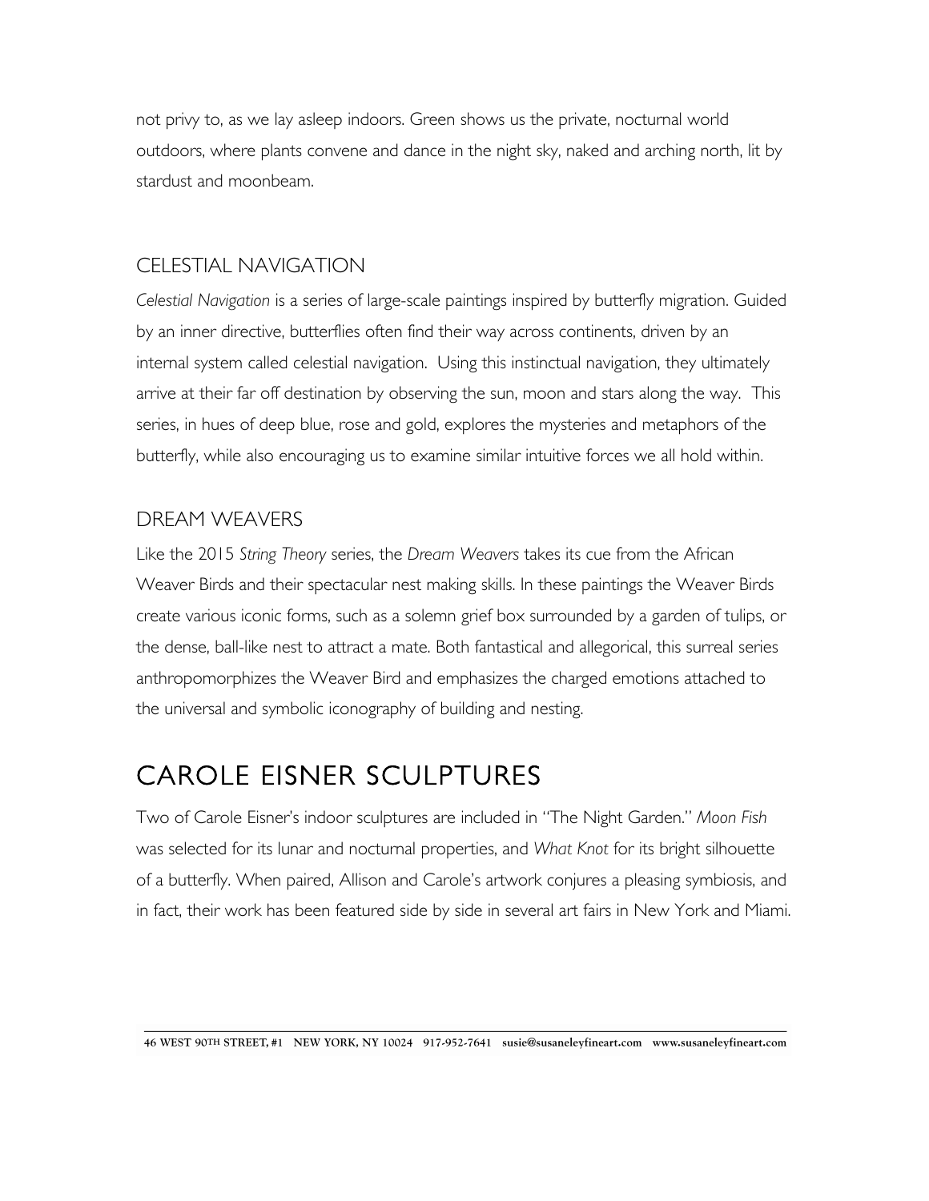not privy to, as we lay asleep indoors. Green shows us the private, nocturnal world outdoors, where plants convene and dance in the night sky, naked and arching north, lit by stardust and moonbeam.

### CELESTIAL NAVIGATION

*Celestial Navigation* is a series of large-scale paintings inspired by butterfly migration. Guided by an inner directive, butterflies often find their way across continents, driven by an internal system called celestial navigation. Using this instinctual navigation, they ultimately arrive at their far off destination by observing the sun, moon and stars along the way. This series, in hues of deep blue, rose and gold, explores the mysteries and metaphors of the butterfly, while also encouraging us to examine similar intuitive forces we all hold within.

### DREAM WEAVERS

Like the 2015 *String Theory* series, the *Dream Weavers* takes its cue from the African Weaver Birds and their spectacular nest making skills. In these paintings the Weaver Birds create various iconic forms, such as a solemn grief box surrounded by a garden of tulips, or the dense, ball-like nest to attract a mate. Both fantastical and allegorical, this surreal series anthropomorphizes the Weaver Bird and emphasizes the charged emotions attached to the universal and symbolic iconography of building and nesting.

## CAROLE EISNER SCULPTURES

Two of Carole Eisner's indoor sculptures are included in "The Night Garden." *Moon Fish* was selected for its lunar and nocturnal properties, and *What Knot* for its bright silhouette of a butterfly. When paired, Allison and Carole's artwork conjures a pleasing symbiosis, and in fact, their work has been featured side by side in several art fairs in New York and Miami.